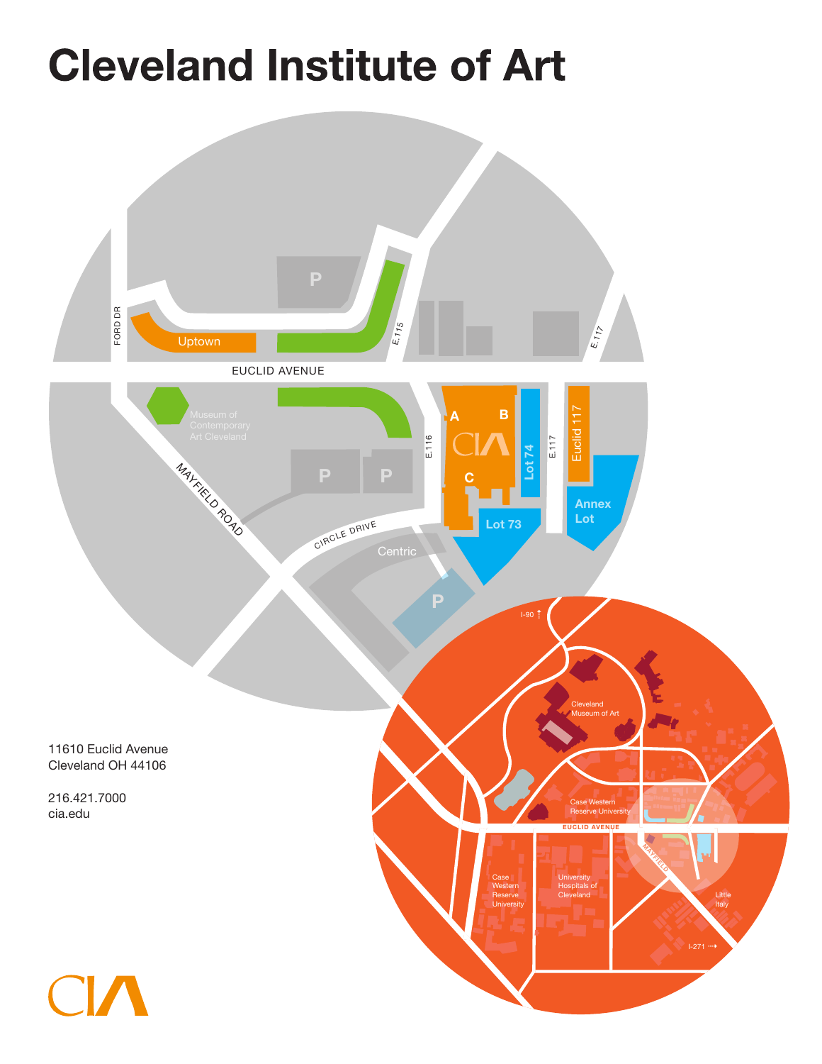# Cleveland Institute of Art

FORD DR

Uptown

E. 115

E. 117

EUCLID AVENUE

Museum of Contemporary Art Cleveland

A

B

CIA

C

E. 116

Lot 74

E. 117

Euclid 117

Annex Lot

Lot 73

MAYFIELD ROAD

CIRCLE DRIVE

Centric

P

I-90

Cleveland Museum of Art

Case Western Reserve University

EUCLID AVENUE

MAYFIELD

Case Western Reserve University

University Hospitals of Cleveland

Little Italy

I-271

11610 Euclid Avenue
Cleveland OH 44106

216.421.7000
cia.edu

CIA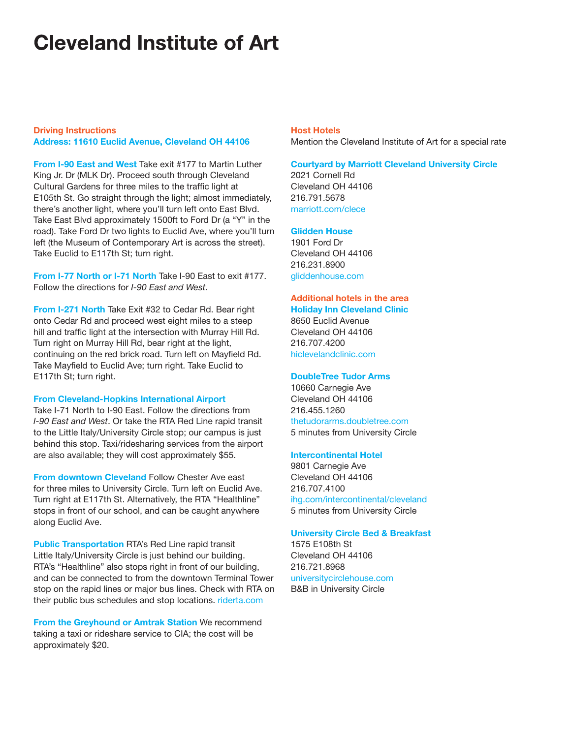# Cleveland Institute of Art

## Driving Instructions

**Address: 11610 Euclid Avenue, Cleveland OH 44106**

**From I-90 East and West** Take exit #177 to Martin Luther King Jr. Dr (MLK Dr). Proceed south through Cleveland Cultural Gardens for three miles to the traffic light at E105th St. Go straight through the light; almost immediately, there's another light, where you'll turn left onto East Blvd. Take East Blvd approximately 1500ft to Ford Dr (a "Y" in the road). Take Ford Dr two lights to Euclid Ave, where you'll turn left (the Museum of Contemporary Art is across the street). Take Euclid to E117th St; turn right.

**From I-77 North or I-71 North** Take I-90 East to exit #177. Follow the directions for *I-90 East and West*.

**From I-271 North** Take Exit #32 to Cedar Rd. Bear right onto Cedar Rd and proceed west eight miles to a steep hill and traffic light at the intersection with Murray Hill Rd. Turn right on Murray Hill Rd, bear right at the light, continuing on the red brick road. Turn left on Mayfield Rd. Take Mayfield to Euclid Ave; turn right. Take Euclid to E117th St; turn right.

**From Cleveland-Hopkins International Airport**
Take I-71 North to I-90 East. Follow the directions from *I-90 East and West*. Or take the RTA Red Line rapid transit to the Little Italy/University Circle stop; our campus is just behind this stop. Taxi/ridesharing services from the airport are also available; they will cost approximately $55.

**From downtown Cleveland** Follow Chester Ave east for three miles to University Circle. Turn left on Euclid Ave. Turn right at E117th St. Alternatively, the RTA "Healthline" stops in front of our school, and can be caught anywhere along Euclid Ave.

**Public Transportation** RTA's Red Line rapid transit Little Italy/University Circle is just behind our building. RTA's "Healthline" also stops right in front of our building, and can be connected to from the downtown Terminal Tower stop on the rapid lines or major bus lines. Check with RTA on their public bus schedules and stop locations. riderta.com

**From the Greyhound or Amtrak Station** We recommend taking a taxi or rideshare service to CIA; the cost will be approximately $20.

## Host Hotels

Mention the Cleveland Institute of Art for a special rate

**Courtyard by Marriott Cleveland University Circle**
2021 Cornell Rd
Cleveland OH 44106
216.791.5678
marriott.com/clece

**Glidden House**
1901 Ford Dr
Cleveland OH 44106
216.231.8900
gliddenhouse.com

## Additional hotels in the area

**Holiday Inn Cleveland Clinic**
8650 Euclid Avenue
Cleveland OH 44106
216.707.4200
hiclevelandclinic.com

**DoubleTree Tudor Arms**
10660 Carnegie Ave
Cleveland OH 44106
216.455.1260
thetudorarms.doubletree.com
5 minutes from University Circle

**Intercontinental Hotel**
9801 Carnegie Ave
Cleveland OH 44106
216.707.4100
ihg.com/intercontinental/cleveland
5 minutes from University Circle

**University Circle Bed & Breakfast**
1575 E108th St
Cleveland OH 44106
216.721.8968
universitycirclehouse.com
B&B in University Circle